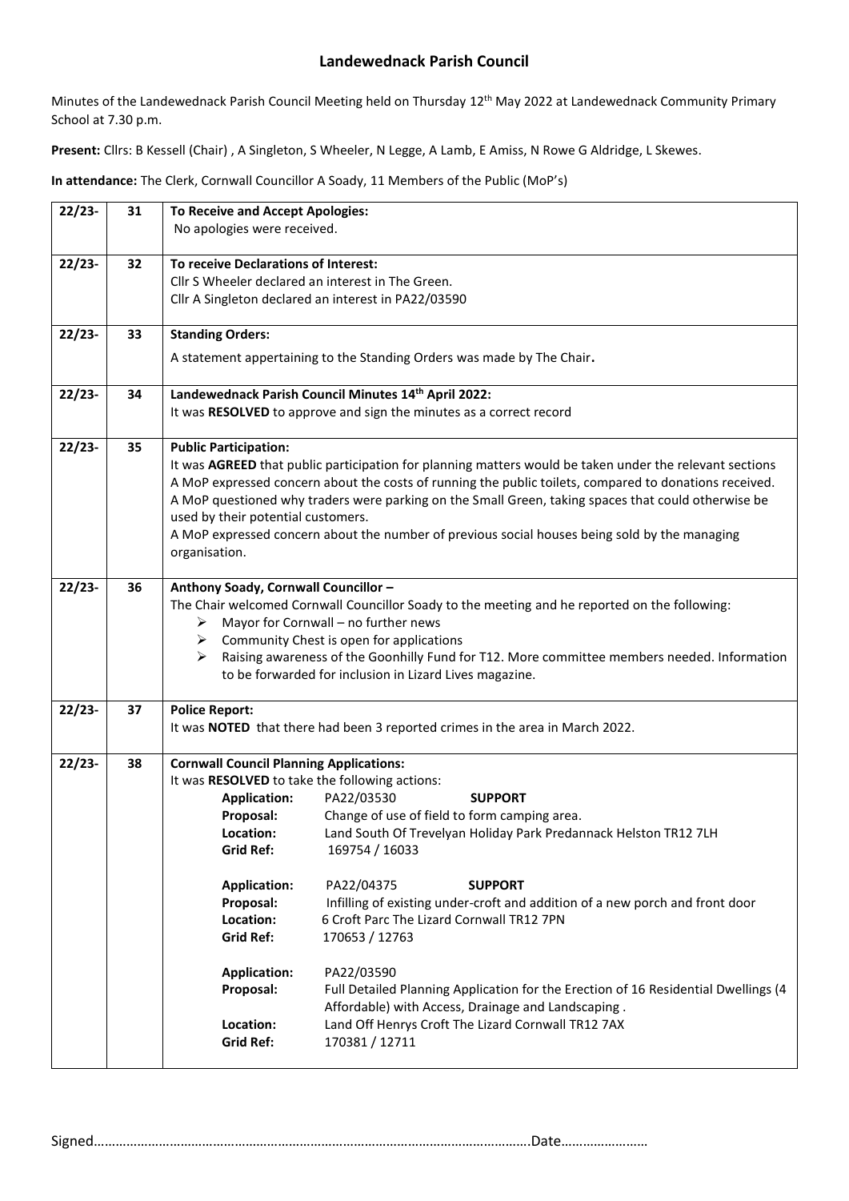# Landewednack Parish Council

Minutes of the Landewednack Parish Council Meeting held on Thursday 12th May 2022 at Landewednack Community Primary School at 7.30 p.m.

**Present:** Cllrs: B Kessell (Chair) , A Singleton, S Wheeler, N Legge, A Lamb, E Amiss, N Rowe G Aldridge, L Skewes.

**In attendance:** The Clerk, Cornwall Councillor A Soady, 11 Members of the Public (MoP's)

| | | |
|---|---|---|
| 22/23- | 31 | **To Receive and Accept Apologies:**<br>No apologies were received. |
| 22/23- | 32 | **To receive Declarations of Interest:**<br>Cllr S Wheeler declared an interest in The Green.<br>Cllr A Singleton declared an interest in PA22/03590 |
| 22/23- | 33 | **Standing Orders:**<br>A statement appertaining to the Standing Orders was made by The Chair**.** |
| 22/23- | 34 | **Landewednack Parish Council Minutes 14th April 2022:**<br>It was **RESOLVED** to approve and sign the minutes as a correct record |
| 22/23- | 35 | **Public Participation:**<br>It was **AGREED** that public participation for planning matters would be taken under the relevant sections<br>A MoP expressed concern about the costs of running the public toilets, compared to donations received.<br>A MoP questioned why traders were parking on the Small Green, taking spaces that could otherwise be used by their potential customers.<br>A MoP expressed concern about the number of previous social houses being sold by the managing organisation. |
| 22/23- | 36 | **Anthony Soady, Cornwall Councillor –**<br>The Chair welcomed Cornwall Councillor Soady to the meeting and he reported on the following:<br>➢ Mayor for Cornwall – no further news<br>➢ Community Chest is open for applications<br>➢ Raising awareness of the Goonhilly Fund for T12. More committee members needed. Information to be forwarded for inclusion in Lizard Lives magazine. |
| 22/23- | 37 | **Police Report:**<br>It was **NOTED** that there had been 3 reported crimes in the area in March 2022. |
| 22/23- | 38 | **Cornwall Council Planning Applications:**<br>It was **RESOLVED** to take the following actions:<br>**Application:** PA22/03530 **SUPPORT**<br>**Proposal:** Change of use of field to form camping area.<br>**Location:** Land South Of Trevelyan Holiday Park Predannack Helston TR12 7LH<br>**Grid Ref:** 169754 / 16033<br><br>**Application:** PA22/04375 **SUPPORT**<br>**Proposal:** Infilling of existing under-croft and addition of a new porch and front door<br>**Location:** 6 Croft Parc The Lizard Cornwall TR12 7PN<br>**Grid Ref:** 170653 / 12763<br><br>**Application:** PA22/03590<br>**Proposal:** Full Detailed Planning Application for the Erection of 16 Residential Dwellings (4 Affordable) with Access, Drainage and Landscaping .<br>**Location:** Land Off Henrys Croft The Lizard Cornwall TR12 7AX<br>**Grid Ref:** 170381 / 12711 |

Signed……………………………………………………………………………………………………….Date……………………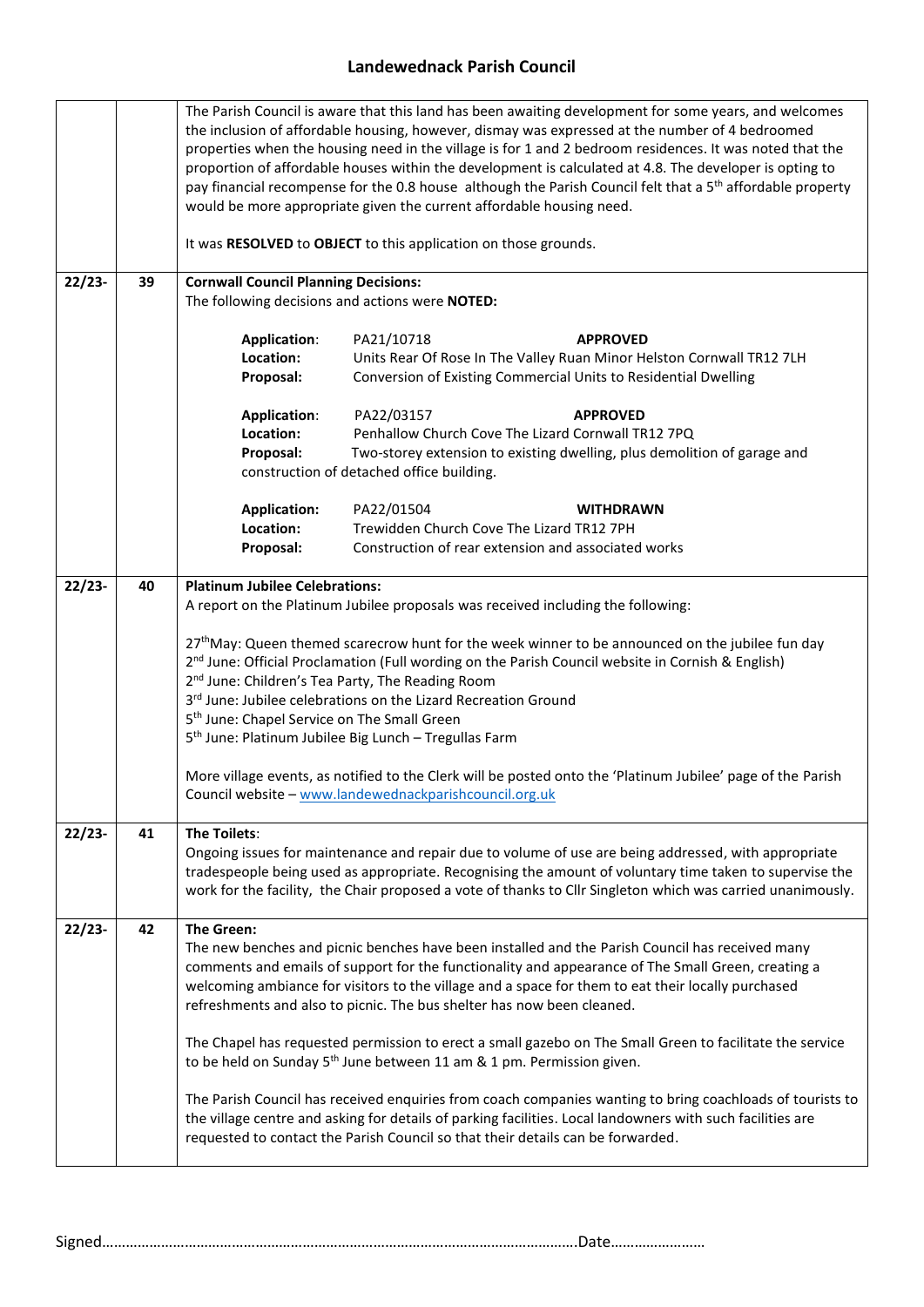## Landewednack Parish Council

| | | |
|---|---|---|
| | | The Parish Council is aware that this land has been awaiting development for some years, and welcomes the inclusion of affordable housing, however, dismay was expressed at the number of 4 bedroomed properties when the housing need in the village is for 1 and 2 bedroom residences. It was noted that the proportion of affordable houses within the development is calculated at 4.8. The developer is opting to pay financial recompense for the 0.8 house although the Parish Council felt that a 5th affordable property would be more appropriate given the current affordable housing need.<br><br>It was **RESOLVED** to **OBJECT** to this application on those grounds. |
| **22/23-** | **39** | **Cornwall Council Planning Decisions:**<br>The following decisions and actions were **NOTED:**<br><br>**Application**: PA21/10718 **APPROVED**<br>**Location:** Units Rear Of Rose In The Valley Ruan Minor Helston Cornwall TR12 7LH<br>**Proposal:** Conversion of Existing Commercial Units to Residential Dwelling<br><br>**Application**: PA22/03157 **APPROVED**<br>**Location:** Penhallow Church Cove The Lizard Cornwall TR12 7PQ<br>**Proposal:** Two-storey extension to existing dwelling, plus demolition of garage and construction of detached office building.<br><br>**Application:** PA22/01504 **WITHDRAWN**<br>**Location:** Trewidden Church Cove The Lizard TR12 7PH<br>**Proposal:** Construction of rear extension and associated works |
| **22/23-** | **40** | **Platinum Jubilee Celebrations:**<br>A report on the Platinum Jubilee proposals was received including the following:<br><br>27th May: Queen themed scarecrow hunt for the week winner to be announced on the jubilee fun day<br>2nd June: Official Proclamation (Full wording on the Parish Council website in Cornish & English)<br>2nd June: Children's Tea Party, The Reading Room<br>3rd June: Jubilee celebrations on the Lizard Recreation Ground<br>5th June: Chapel Service on The Small Green<br>5th June: Platinum Jubilee Big Lunch – Tregullas Farm<br><br>More village events, as notified to the Clerk will be posted onto the 'Platinum Jubilee' page of the Parish Council website – www.landewednackparishcouncil.org.uk |
| **22/23-** | **41** | **The Toilets**:<br>Ongoing issues for maintenance and repair due to volume of use are being addressed, with appropriate tradespeople being used as appropriate. Recognising the amount of voluntary time taken to supervise the work for the facility, the Chair proposed a vote of thanks to Cllr Singleton which was carried unanimously. |
| **22/23-** | **42** | **The Green:**<br>The new benches and picnic benches have been installed and the Parish Council has received many comments and emails of support for the functionality and appearance of The Small Green, creating a welcoming ambiance for visitors to the village and a space for them to eat their locally purchased refreshments and also to picnic. The bus shelter has now been cleaned.<br><br>The Chapel has requested permission to erect a small gazebo on The Small Green to facilitate the service to be held on Sunday 5th June between 11 am & 1 pm. Permission given.<br><br>The Parish Council has received enquiries from coach companies wanting to bring coachloads of tourists to the village centre and asking for details of parking facilities. Local landowners with such facilities are requested to contact the Parish Council so that their details can be forwarded. |

Signed……………………………………………………………………………………………………….Date……………………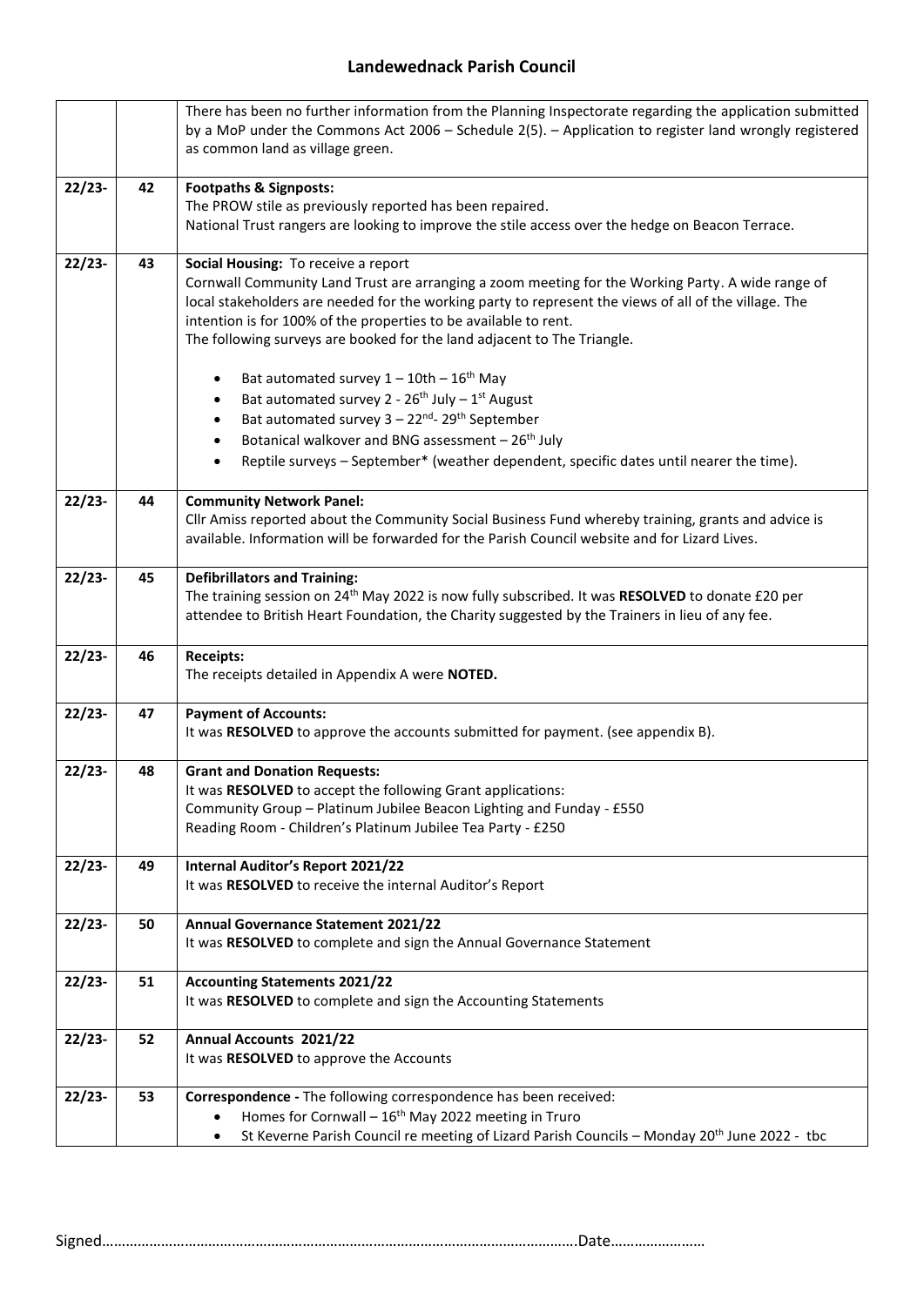## Landewednack Parish Council

| | | |
|---|---|---|
| | | There has been no further information from the Planning Inspectorate regarding the application submitted by a MoP under the Commons Act 2006 – Schedule 2(5). – Application to register land wrongly registered as common land as village green. |
| 22/23- | 42 | **Footpaths & Signposts:**<br>The PROW stile as previously reported has been repaired.<br>National Trust rangers are looking to improve the stile access over the hedge on Beacon Terrace. |
| 22/23- | 43 | **Social Housing:** To receive a report<br>Cornwall Community Land Trust are arranging a zoom meeting for the Working Party. A wide range of local stakeholders are needed for the working party to represent the views of all of the village. The intention is for 100% of the properties to be available to rent.<br>The following surveys are booked for the land adjacent to The Triangle.<br>• Bat automated survey 1 – 10th – 16th May<br>• Bat automated survey 2 - 26th July – 1st August<br>• Bat automated survey 3 – 22nd- 29th September<br>• Botanical walkover and BNG assessment – 26th July<br>• Reptile surveys – September* (weather dependent, specific dates until nearer the time). |
| 22/23- | 44 | **Community Network Panel:**<br>Cllr Amiss reported about the Community Social Business Fund whereby training, grants and advice is available. Information will be forwarded for the Parish Council website and for Lizard Lives. |
| 22/23- | 45 | **Defibrillators and Training:**<br>The training session on 24th May 2022 is now fully subscribed. It was **RESOLVED** to donate £20 per attendee to British Heart Foundation, the Charity suggested by the Trainers in lieu of any fee. |
| 22/23- | 46 | **Receipts:**<br>The receipts detailed in Appendix A were **NOTED.** |
| 22/23- | 47 | **Payment of Accounts:**<br>It was **RESOLVED** to approve the accounts submitted for payment. (see appendix B). |
| 22/23- | 48 | **Grant and Donation Requests:**<br>It was **RESOLVED** to accept the following Grant applications:<br>Community Group – Platinum Jubilee Beacon Lighting and Funday - £550<br>Reading Room - Children's Platinum Jubilee Tea Party - £250 |
| 22/23- | 49 | **Internal Auditor's Report 2021/22**<br>It was **RESOLVED** to receive the internal Auditor's Report |
| 22/23- | 50 | **Annual Governance Statement 2021/22**<br>It was **RESOLVED** to complete and sign the Annual Governance Statement |
| 22/23- | 51 | **Accounting Statements 2021/22**<br>It was **RESOLVED** to complete and sign the Accounting Statements |
| 22/23- | 52 | **Annual Accounts 2021/22**<br>It was **RESOLVED** to approve the Accounts |
| 22/23- | 53 | **Correspondence -** The following correspondence has been received:<br>• Homes for Cornwall – 16th May 2022 meeting in Truro<br>• St Keverne Parish Council re meeting of Lizard Parish Councils – Monday 20th June 2022 - tbc |

Signed…………………………………………………………………………………………………………Date……………………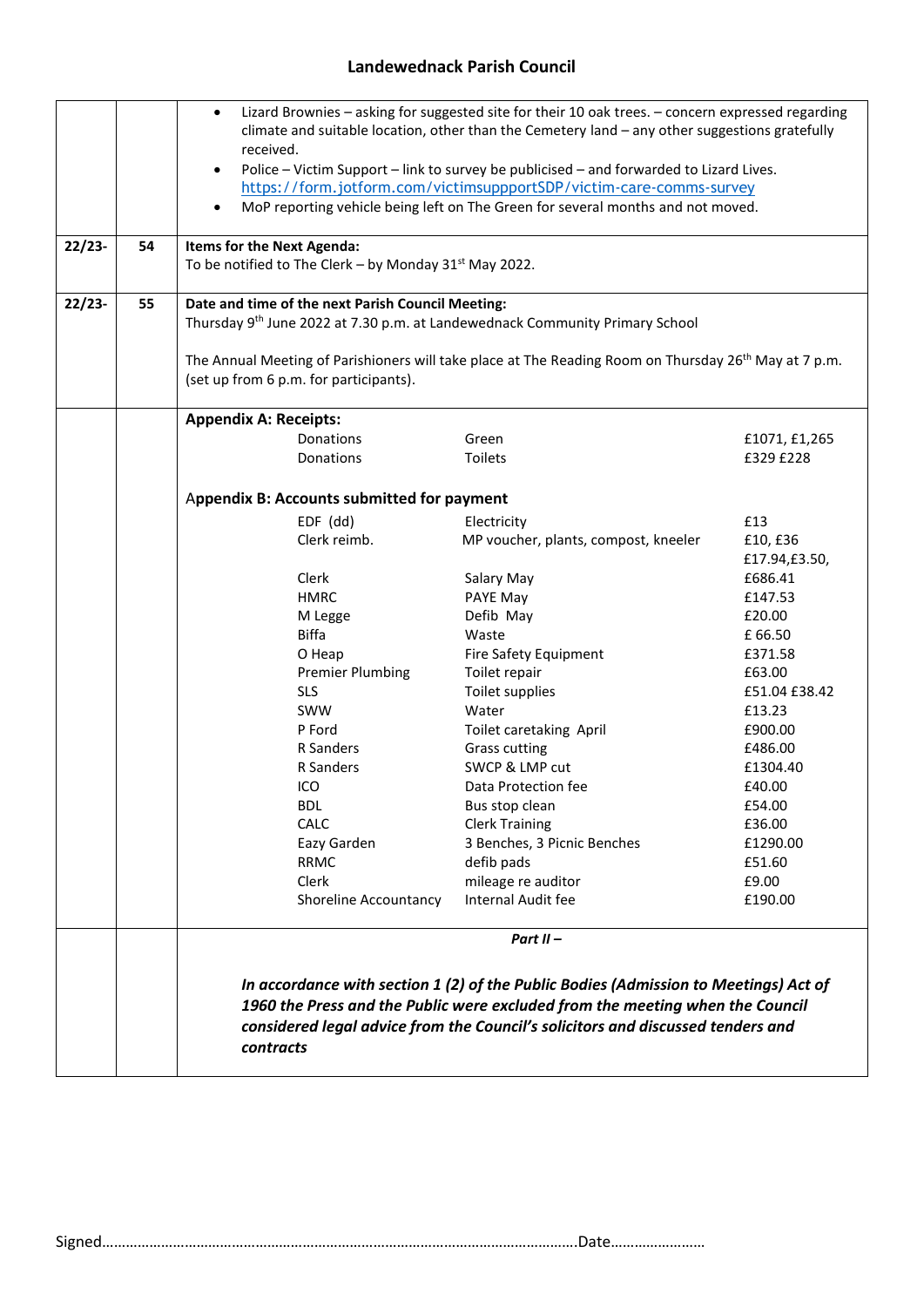## Landewednack Parish Council

| | | |
|---|---|---|
| | | • Lizard Brownies – asking for suggested site for their 10 oak trees. – concern expressed regarding climate and suitable location, other than the Cemetery land – any other suggestions gratefully received.<br>• Police – Victim Support – link to survey be publicised – and forwarded to Lizard Lives. https://form.jotform.com/victimsuppportSDP/victim-care-comms-survey<br>• MoP reporting vehicle being left on The Green for several months and not moved. |
| 22/23- | 54 | **Items for the Next Agenda:**<br>To be notified to The Clerk – by Monday 31st May 2022. |
| 22/23- | 55 | **Date and time of the next Parish Council Meeting:**<br>Thursday 9th June 2022 at 7.30 p.m. at Landewednack Community Primary School<br><br>The Annual Meeting of Parishioners will take place at The Reading Room on Thursday 26th May at 7 p.m. (set up from 6 p.m. for participants). |

**Appendix A: Receipts:**

| | | |
|---|---|---|
| Donations | Green | £1071, £1,265 |
| Donations | Toilets | £329 £228 |

**Appendix B: Accounts submitted for payment**

| | | |
|---|---|---|
| EDF (dd) | Electricity | £13 |
| Clerk reimb. | MP voucher, plants, compost, kneeler | £10, £36 £17.94,£3.50, |
| Clerk | Salary May | £686.41 |
| HMRC | PAYE May | £147.53 |
| M Legge | Defib May | £20.00 |
| Biffa | Waste | £ 66.50 |
| O Heap | Fire Safety Equipment | £371.58 |
| Premier Plumbing | Toilet repair | £63.00 |
| SLS | Toilet supplies | £51.04 £38.42 |
| SWW | Water | £13.23 |
| P Ford | Toilet caretaking April | £900.00 |
| R Sanders | Grass cutting | £486.00 |
| R Sanders | SWCP & LMP cut | £1304.40 |
| ICO | Data Protection fee | £40.00 |
| BDL | Bus stop clean | £54.00 |
| CALC | Clerk Training | £36.00 |
| Eazy Garden | 3 Benches, 3 Picnic Benches | £1290.00 |
| RRMC | defib pads | £51.60 |
| Clerk | mileage re auditor | £9.00 |
| Shoreline Accountancy | Internal Audit fee | £190.00 |

***Part II –***

***In accordance with section 1 (2) of the Public Bodies (Admission to Meetings) Act of 1960 the Press and the Public were excluded from the meeting when the Council considered legal advice from the Council's solicitors and discussed tenders and contracts***

Signed……………………………………………………………………………………………………….Date……………………